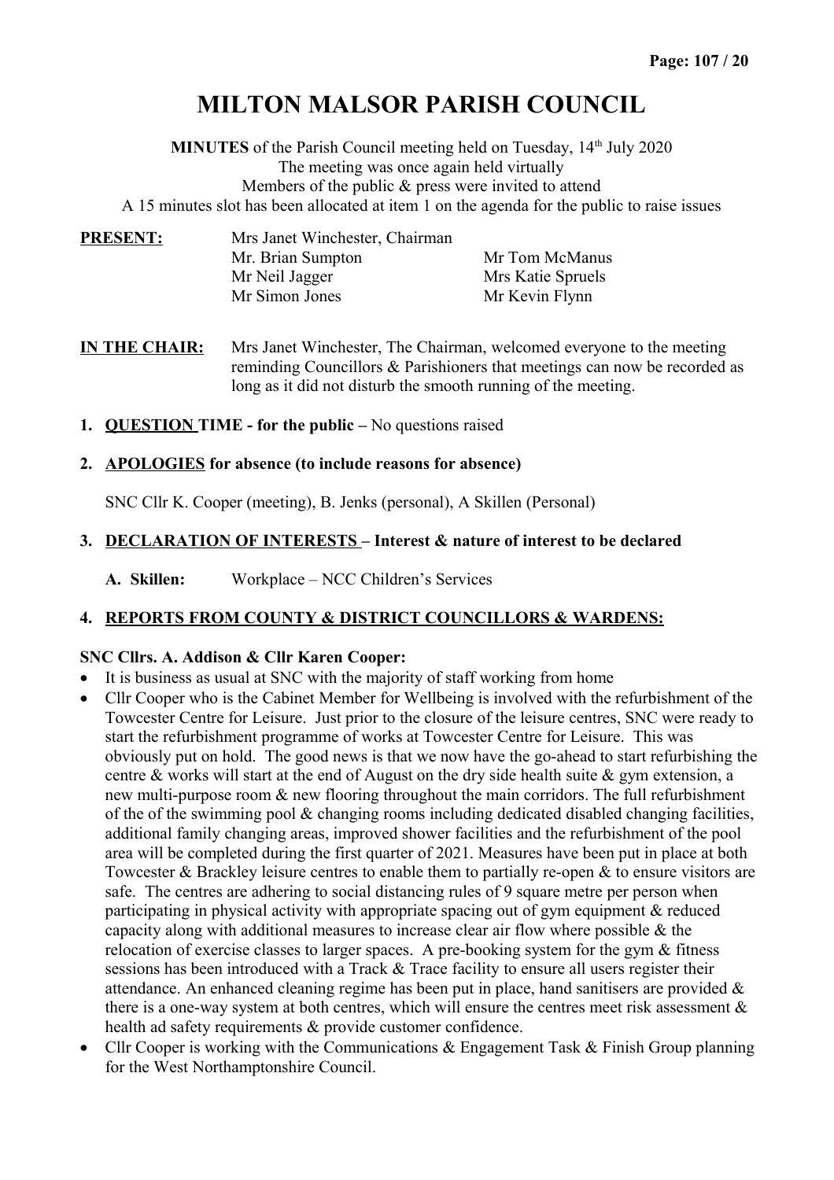# MILTON MALSOR PARISH COUNCIL

**MINUTES** of the Parish Council meeting held on Tuesday, 14th July 2020
The meeting was once again held virtually
Members of the public & press were invited to attend
A 15 minutes slot has been allocated at item 1 on the agenda for the public to raise issues

**PRESENT:** Mrs Janet Winchester, Chairman
Mr. Brian Sumpton
Mr Neil Jagger
Mr Simon Jones
Mr Tom McManus
Mrs Katie Spruels
Mr Kevin Flynn

**IN THE CHAIR:** Mrs Janet Winchester, The Chairman, welcomed everyone to the meeting reminding Councillors & Parishioners that meetings can now be recorded as long as it did not disturb the smooth running of the meeting.

1. **QUESTION TIME - for the public –** No questions raised

2. **APOLOGIES for absence (to include reasons for absence)**

   SNC Cllr K. Cooper (meeting), B. Jenks (personal), A Skillen (Personal)

3. **DECLARATION OF INTERESTS – Interest & nature of interest to be declared**

   **A. Skillen:** Workplace – NCC Children's Services

4. **REPORTS FROM COUNTY & DISTRICT COUNCILLORS & WARDENS:**

**SNC Cllrs. A. Addison & Cllr Karen Cooper:**

- It is business as usual at SNC with the majority of staff working from home
- Cllr Cooper who is the Cabinet Member for Wellbeing is involved with the refurbishment of the Towcester Centre for Leisure. Just prior to the closure of the leisure centres, SNC were ready to start the refurbishment programme of works at Towcester Centre for Leisure. This was obviously put on hold. The good news is that we now have the go-ahead to start refurbishing the centre & works will start at the end of August on the dry side health suite & gym extension, a new multi-purpose room & new flooring throughout the main corridors. The full refurbishment of the of the swimming pool & changing rooms including dedicated disabled changing facilities, additional family changing areas, improved shower facilities and the refurbishment of the pool area will be completed during the first quarter of 2021. Measures have been put in place at both Towcester & Brackley leisure centres to enable them to partially re-open & to ensure visitors are safe. The centres are adhering to social distancing rules of 9 square metre per person when participating in physical activity with appropriate spacing out of gym equipment & reduced capacity along with additional measures to increase clear air flow where possible & the relocation of exercise classes to larger spaces. A pre-booking system for the gym & fitness sessions has been introduced with a Track & Trace facility to ensure all users register their attendance. An enhanced cleaning regime has been put in place, hand sanitisers are provided & there is a one-way system at both centres, which will ensure the centres meet risk assessment & health ad safety requirements & provide customer confidence.
- Cllr Cooper is working with the Communications & Engagement Task & Finish Group planning for the West Northamptonshire Council.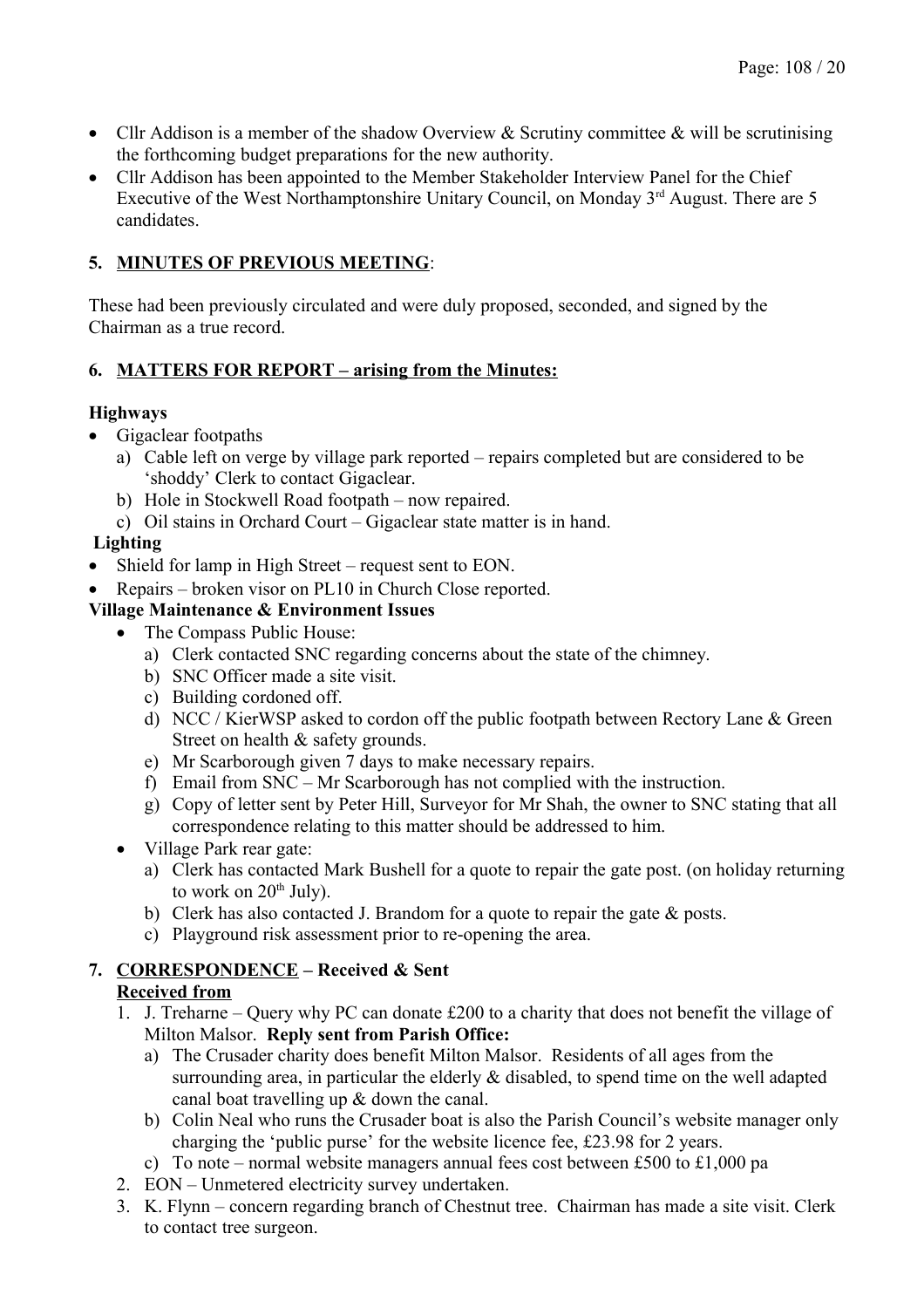- Cllr Addison is a member of the shadow Overview & Scrutiny committee & will be scrutinising the forthcoming budget preparations for the new authority.
- Cllr Addison has been appointed to the Member Stakeholder Interview Panel for the Chief Executive of the West Northamptonshire Unitary Council, on Monday 3rd August. There are 5 candidates.

## 5. MINUTES OF PREVIOUS MEETING:

These had been previously circulated and were duly proposed, seconded, and signed by the Chairman as a true record.

## 6. MATTERS FOR REPORT – arising from the Minutes:

**Highways**

- Gigaclear footpaths
  a) Cable left on verge by village park reported – repairs completed but are considered to be 'shoddy' Clerk to contact Gigaclear.
  b) Hole in Stockwell Road footpath – now repaired.
  c) Oil stains in Orchard Court – Gigaclear state matter is in hand.

**Lighting**

- Shield for lamp in High Street – request sent to EON.
- Repairs – broken visor on PL10 in Church Close reported.

**Village Maintenance & Environment Issues**

- The Compass Public House:
  a) Clerk contacted SNC regarding concerns about the state of the chimney.
  b) SNC Officer made a site visit.
  c) Building cordoned off.
  d) NCC / KierWSP asked to cordon off the public footpath between Rectory Lane & Green Street on health & safety grounds.
  e) Mr Scarborough given 7 days to make necessary repairs.
  f) Email from SNC – Mr Scarborough has not complied with the instruction.
  g) Copy of letter sent by Peter Hill, Surveyor for Mr Shah, the owner to SNC stating that all correspondence relating to this matter should be addressed to him.
- Village Park rear gate:
  a) Clerk has contacted Mark Bushell for a quote to repair the gate post. (on holiday returning to work on 20th July).
  b) Clerk has also contacted J. Brandom for a quote to repair the gate & posts.
  c) Playground risk assessment prior to re-opening the area.

## 7. CORRESPONDENCE – Received & Sent

**Received from**

1. J. Treharne – Query why PC can donate £200 to a charity that does not benefit the village of Milton Malsor. **Reply sent from Parish Office:**
   a) The Crusader charity does benefit Milton Malsor. Residents of all ages from the surrounding area, in particular the elderly & disabled, to spend time on the well adapted canal boat travelling up & down the canal.
   b) Colin Neal who runs the Crusader boat is also the Parish Council's website manager only charging the 'public purse' for the website licence fee, £23.98 for 2 years.
   c) To note – normal website managers annual fees cost between £500 to £1,000 pa
2. EON – Unmetered electricity survey undertaken.
3. K. Flynn – concern regarding branch of Chestnut tree. Chairman has made a site visit. Clerk to contact tree surgeon.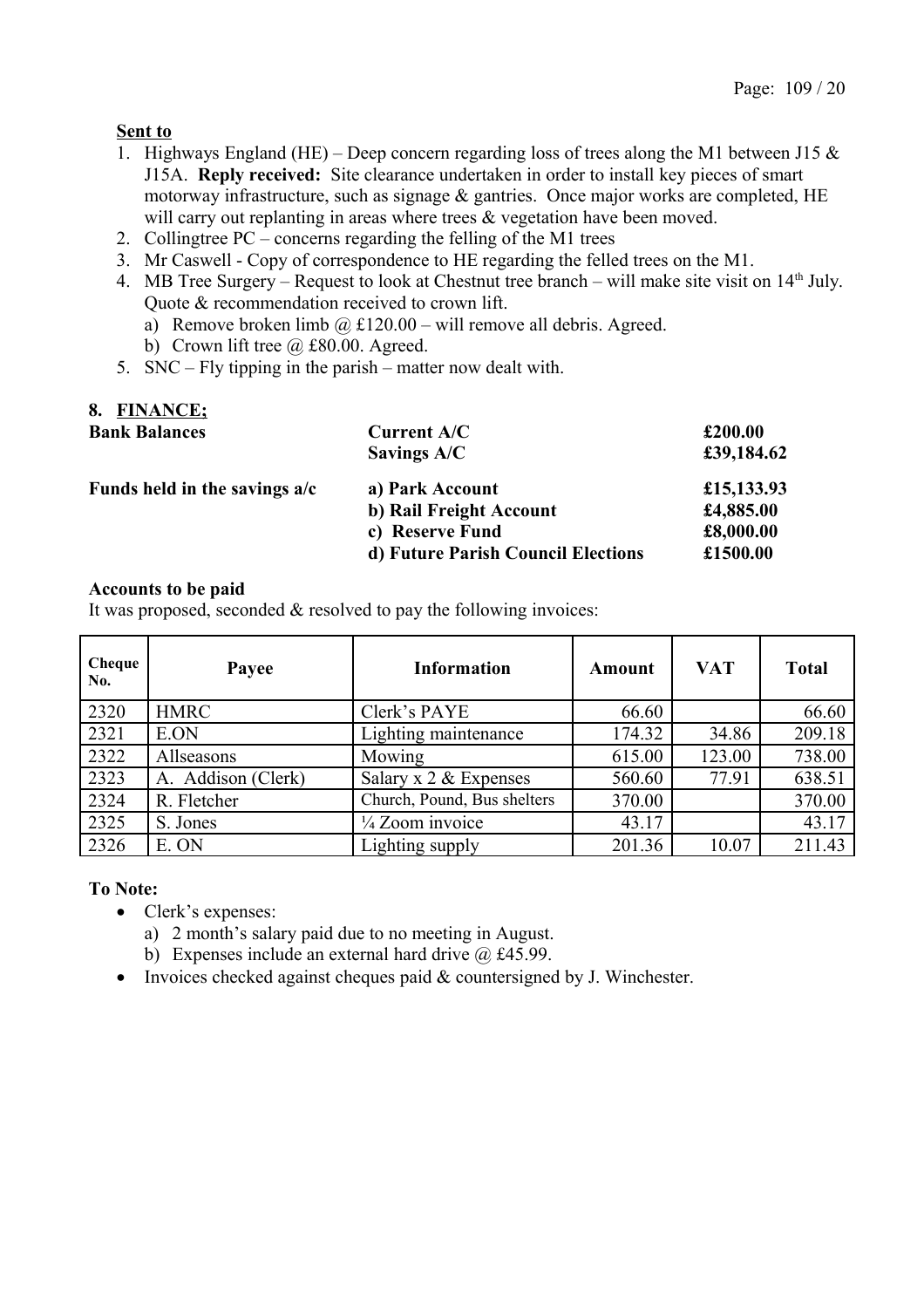**Sent to**

1. Highways England (HE) – Deep concern regarding loss of trees along the M1 between J15 & J15A. **Reply received:** Site clearance undertaken in order to install key pieces of smart motorway infrastructure, such as signage & gantries. Once major works are completed, HE will carry out replanting in areas where trees & vegetation have been moved.
2. Collingtree PC – concerns regarding the felling of the M1 trees
3. Mr Caswell - Copy of correspondence to HE regarding the felled trees on the M1.
4. MB Tree Surgery – Request to look at Chestnut tree branch – will make site visit on 14th July. Quote & recommendation received to crown lift.
   a) Remove broken limb @ £120.00 – will remove all debris. Agreed.
   b) Crown lift tree @ £80.00. Agreed.
5. SNC – Fly tipping in the parish – matter now dealt with.

## 8. FINANCE;

| | | |
|---|---|---|
| **Bank Balances** | **Current A/C** | **£200.00** |
| | **Savings A/C** | **£39,184.62** |
| **Funds held in the savings a/c** | **a) Park Account** | **£15,133.93** |
| | **b) Rail Freight Account** | **£4,885.00** |
| | **c) Reserve Fund** | **£8,000.00** |
| | **d) Future Parish Council Elections** | **£1500.00** |

**Accounts to be paid**

It was proposed, seconded & resolved to pay the following invoices:

| Cheque No. | Payee | Information | Amount | VAT | Total |
|---|---|---|---|---|---|
| 2320 | HMRC | Clerk's PAYE | 66.60 | | 66.60 |
| 2321 | E.ON | Lighting maintenance | 174.32 | 34.86 | 209.18 |
| 2322 | Allseasons | Mowing | 615.00 | 123.00 | 738.00 |
| 2323 | A. Addison (Clerk) | Salary x 2 & Expenses | 560.60 | 77.91 | 638.51 |
| 2324 | R. Fletcher | Church, Pound, Bus shelters | 370.00 | | 370.00 |
| 2325 | S. Jones | ¼ Zoom invoice | 43.17 | | 43.17 |
| 2326 | E. ON | Lighting supply | 201.36 | 10.07 | 211.43 |

**To Note:**

- Clerk's expenses:
  a) 2 month's salary paid due to no meeting in August.
  b) Expenses include an external hard drive @ £45.99.
- Invoices checked against cheques paid & countersigned by J. Winchester.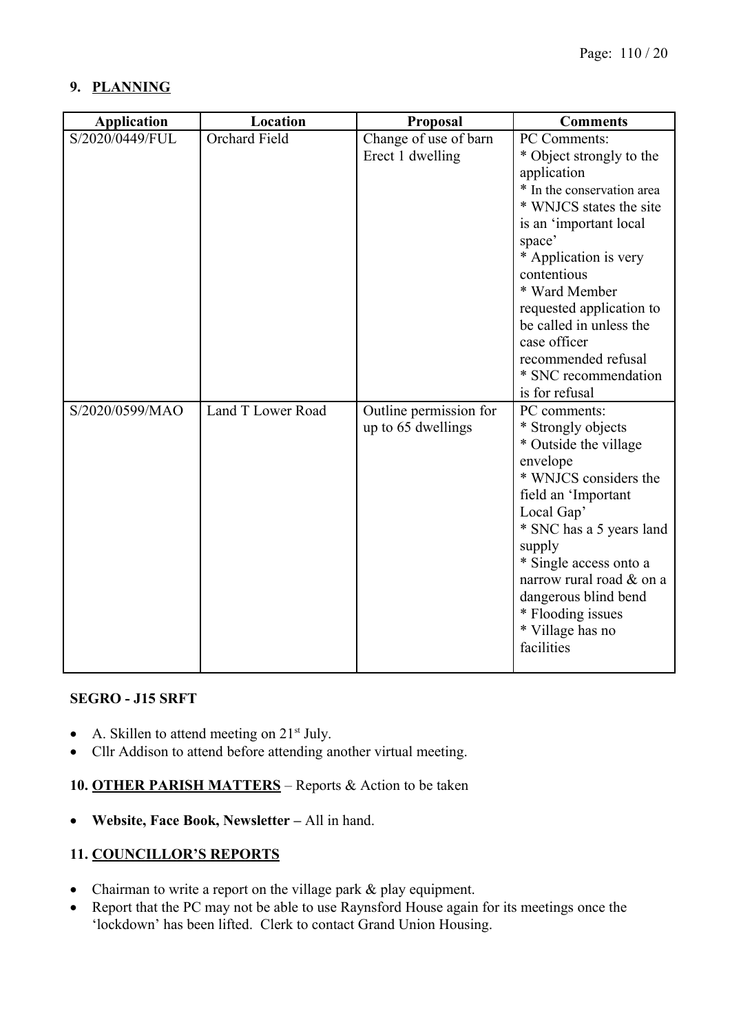## 9. PLANNING

| Application | Location | Proposal | Comments |
|---|---|---|---|
| S/2020/0449/FUL | Orchard Field | Change of use of barn Erect 1 dwelling | PC Comments: * Object strongly to the application * In the conservation area * WNJCS states the site is an 'important local space' * Application is very contentious * Ward Member requested application to be called in unless the case officer recommended refusal * SNC recommendation is for refusal |
| S/2020/0599/MAO | Land T Lower Road | Outline permission for up to 65 dwellings | PC comments: * Strongly objects * Outside the village envelope * WNJCS considers the field an 'Important Local Gap' * SNC has a 5 years land supply * Single access onto a narrow rural road & on a dangerous blind bend * Flooding issues * Village has no facilities |

**SEGRO - J15 SRFT**

- A. Skillen to attend meeting on 21st July.
- Cllr Addison to attend before attending another virtual meeting.

## 10. OTHER PARISH MATTERS – Reports & Action to be taken

- **Website, Face Book, Newsletter –** All in hand.

## 11. COUNCILLOR'S REPORTS

- Chairman to write a report on the village park & play equipment.
- Report that the PC may not be able to use Raynsford House again for its meetings once the 'lockdown' has been lifted. Clerk to contact Grand Union Housing.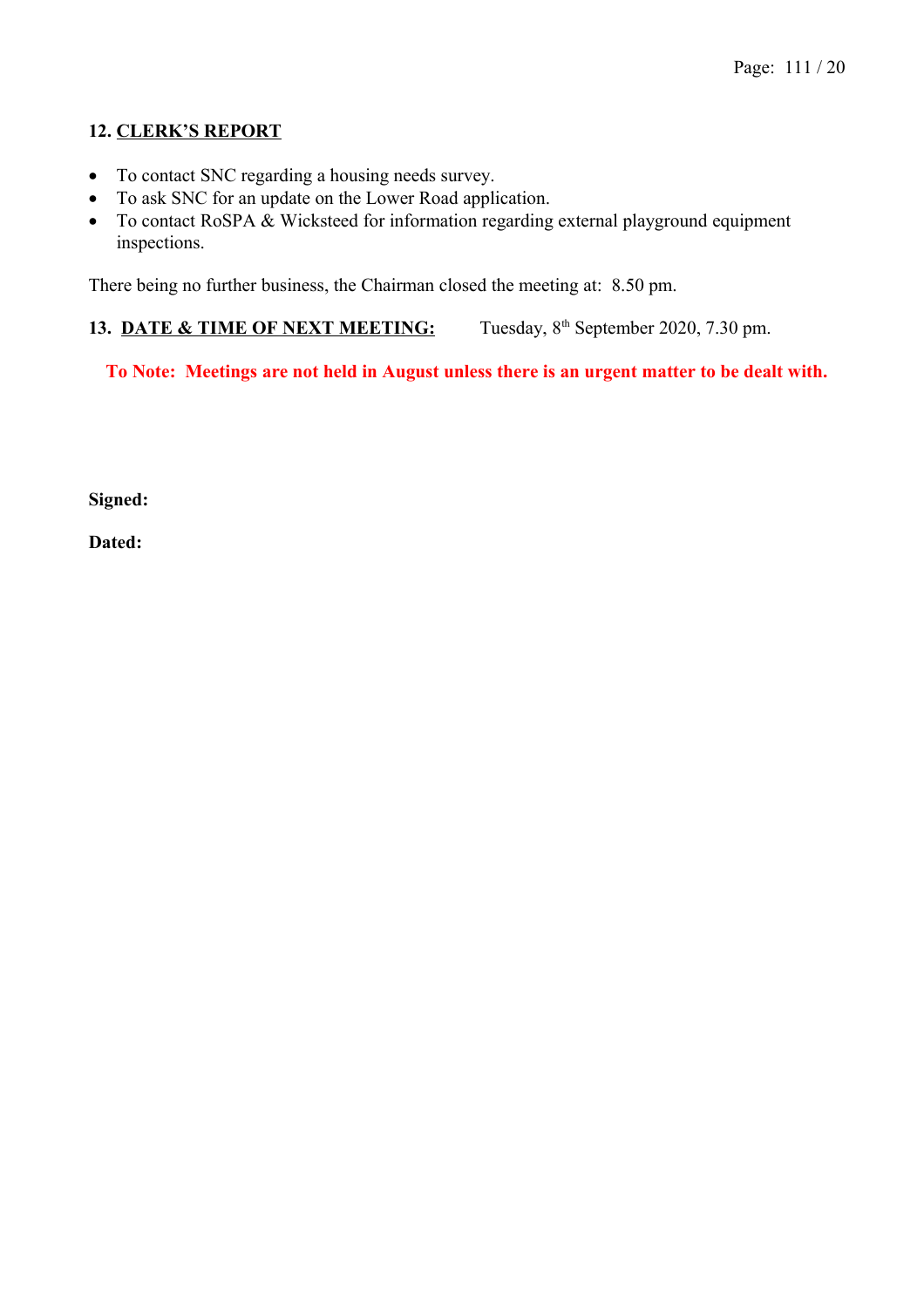## 12. CLERK'S REPORT

- To contact SNC regarding a housing needs survey.
- To ask SNC for an update on the Lower Road application.
- To contact RoSPA & Wicksteed for information regarding external playground equipment inspections.

There being no further business, the Chairman closed the meeting at: 8.50 pm.

## 13. DATE & TIME OF NEXT MEETING: Tuesday, 8th September 2020, 7.30 pm.

**To Note: Meetings are not held in August unless there is an urgent matter to be dealt with.**

**Signed:**

**Dated:**